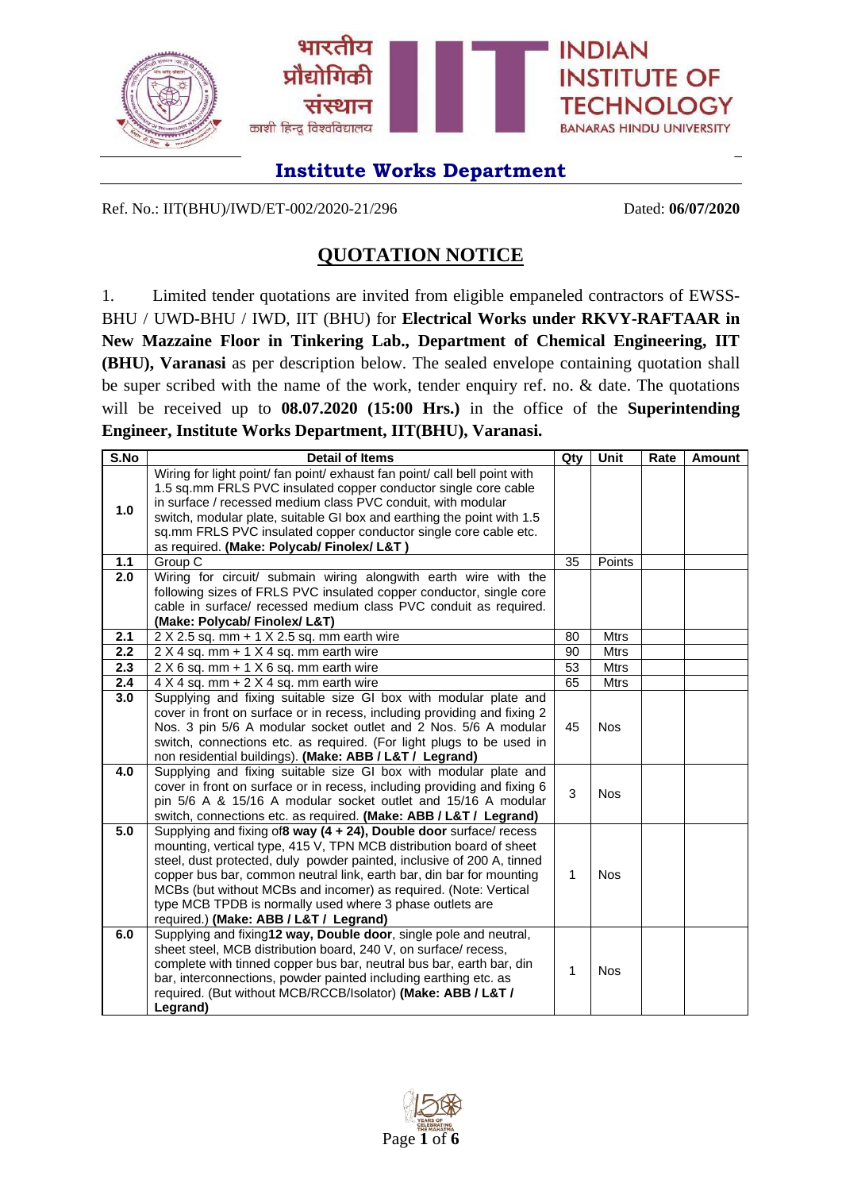भारतीय प्रौद्योगिकी संस्थान
काशी हिन्दू विश्वविद्यालय

INDIAN INSTITUTE OF TECHNOLOGY
BANARAS HINDU UNIVERSITY

## Institute Works Department

Ref. No.: IIT(BHU)/IWD/ET-002/2020-21/296 Dated: **06/07/2020**

# QUOTATION NOTICE

1. Limited tender quotations are invited from eligible empaneled contractors of EWSS-BHU / UWD-BHU / IWD, IIT (BHU) for **Electrical Works under RKVY-RAFTAAR in New Mazzaine Floor in Tinkering Lab., Department of Chemical Engineering, IIT (BHU), Varanasi** as per description below. The sealed envelope containing quotation shall be super scribed with the name of the work, tender enquiry ref. no. & date. The quotations will be received up to **08.07.2020 (15:00 Hrs.)** in the office of the **Superintending Engineer, Institute Works Department, IIT(BHU), Varanasi.**

| S.No | Detail of Items | Qty | Unit | Rate | Amount |
|---|---|---|---|---|---|
| **1.0** | Wiring for light point/ fan point/ exhaust fan point/ call bell point with 1.5 sq.mm FRLS PVC insulated copper conductor single core cable in surface / recessed medium class PVC conduit, with modular switch, modular plate, suitable GI box and earthing the point with 1.5 sq.mm FRLS PVC insulated copper conductor single core cable etc. as required. **(Make: Polycab/ Finolex/ L&T )** | | | | |
| **1.1** | Group C | 35 | Points | | |
| **2.0** | Wiring for circuit/ submain wiring alongwith earth wire with the following sizes of FRLS PVC insulated copper conductor, single core cable in surface/ recessed medium class PVC conduit as required. **(Make: Polycab/ Finolex/ L&T)** | | | | |
| **2.1** | 2 X 2.5 sq. mm + 1 X 2.5 sq. mm earth wire | 80 | Mtrs | | |
| **2.2** | 2 X 4 sq. mm + 1 X 4 sq. mm earth wire | 90 | Mtrs | | |
| **2.3** | 2 X 6 sq. mm + 1 X 6 sq. mm earth wire | 53 | Mtrs | | |
| **2.4** | 4 X 4 sq. mm + 2 X 4 sq. mm earth wire | 65 | Mtrs | | |
| **3.0** | Supplying and fixing suitable size GI box with modular plate and cover in front on surface or in recess, including providing and fixing 2 Nos. 3 pin 5/6 A modular socket outlet and 2 Nos. 5/6 A modular switch, connections etc. as required. (For light plugs to be used in non residential buildings). **(Make: ABB / L&T / Legrand)** | 45 | Nos | | |
| **4.0** | Supplying and fixing suitable size GI box with modular plate and cover in front on surface or in recess, including providing and fixing 6 pin 5/6 A & 15/16 A modular socket outlet and 15/16 A modular switch, connections etc. as required. **(Make: ABB / L&T / Legrand)** | 3 | Nos | | |
| **5.0** | Supplying and fixing of**8 way (4 + 24), Double door** surface/ recess mounting, vertical type, 415 V, TPN MCB distribution board of sheet steel, dust protected, duly powder painted, inclusive of 200 A, tinned copper bus bar, common neutral link, earth bar, din bar for mounting MCBs (but without MCBs and incomer) as required. (Note: Vertical type MCB TPDB is normally used where 3 phase outlets are required.) **(Make: ABB / L&T / Legrand)** | 1 | Nos | | |
| **6.0** | Supplying and fixing**12 way, Double door**, single pole and neutral, sheet steel, MCB distribution board, 240 V, on surface/ recess, complete with tinned copper bus bar, neutral bus bar, earth bar, din bar, interconnections, powder painted including earthing etc. as required. (But without MCB/RCCB/Isolator) **(Make: ABB / L&T / Legrand)** | 1 | Nos | | |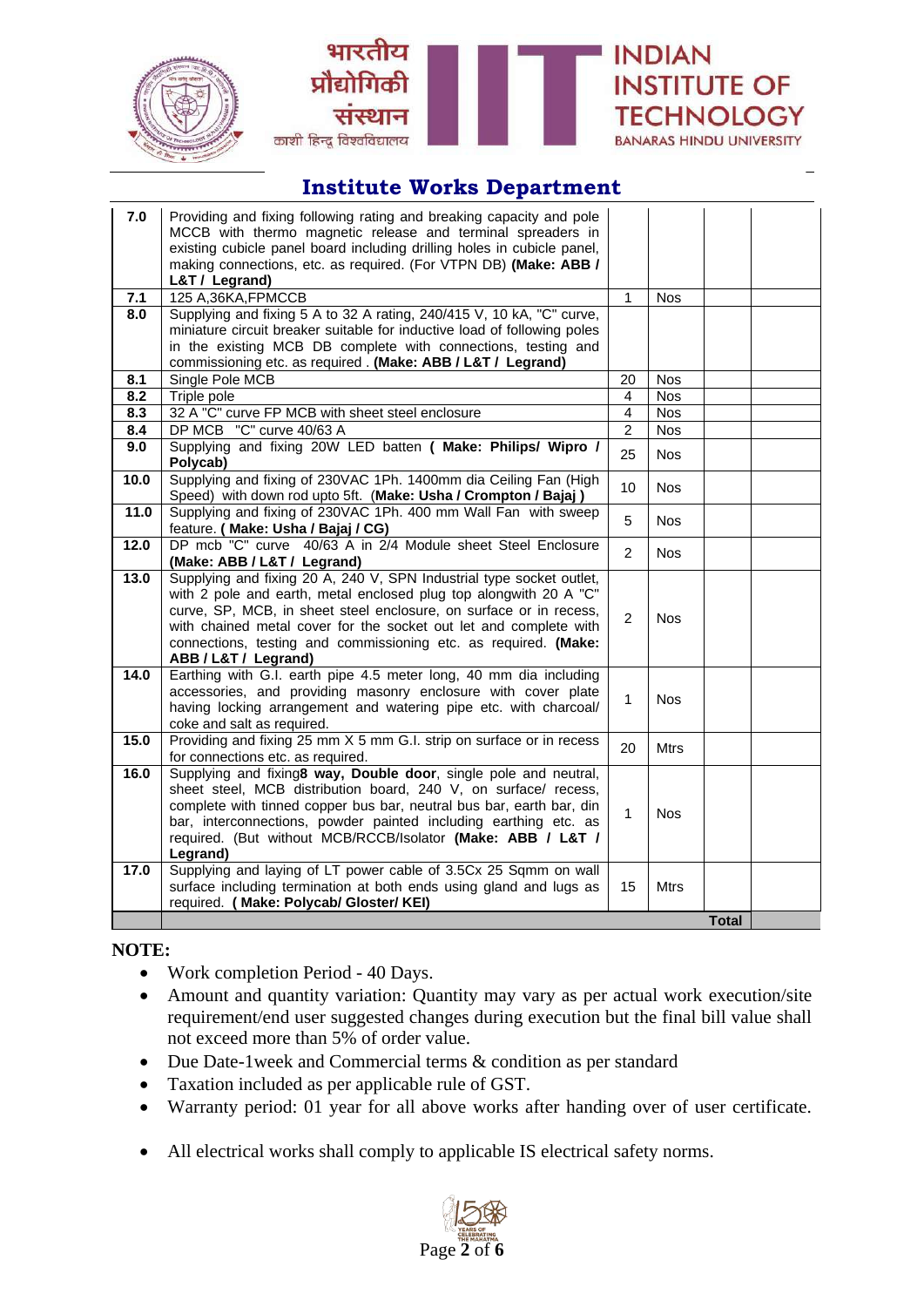## Institute Works Department

| | | | | | |
|---|---|---|---|---|---|
| **7.0** | Providing and fixing following rating and breaking capacity and pole MCCB with thermo magnetic release and terminal spreaders in existing cubicle panel board including drilling holes in cubicle panel, making connections, etc. as required. (For VTPN DB) **(Make: ABB / L&T / Legrand)** | | | | |
| **7.1** | 125 A,36KA,FPMCCB | 1 | Nos | | |
| **8.0** | Supplying and fixing 5 A to 32 A rating, 240/415 V, 10 kA, "C" curve, miniature circuit breaker suitable for inductive load of following poles in the existing MCB DB complete with connections, testing and commissioning etc. as required . **(Make: ABB / L&T / Legrand)** | | | | |
| **8.1** | Single Pole MCB | 20 | Nos | | |
| **8.2** | Triple pole | 4 | Nos | | |
| **8.3** | 32 A "C" curve FP MCB with sheet steel enclosure | 4 | Nos | | |
| **8.4** | DP MCB "C" curve 40/63 A | 2 | Nos | | |
| **9.0** | Supplying and fixing 20W LED batten **( Make: Philips/ Wipro / Polycab)** | 25 | Nos | | |
| **10.0** | Supplying and fixing of 230VAC 1Ph. 1400mm dia Ceiling Fan (High Speed) with down rod upto 5ft. **(Make: Usha / Crompton / Bajaj )** | 10 | Nos | | |
| **11.0** | Supplying and fixing of 230VAC 1Ph. 400 mm Wall Fan with sweep feature. **( Make: Usha / Bajaj / CG)** | 5 | Nos | | |
| **12.0** | DP mcb "C" curve 40/63 A in 2/4 Module sheet Steel Enclosure **(Make: ABB / L&T / Legrand)** | 2 | Nos | | |
| **13.0** | Supplying and fixing 20 A, 240 V, SPN Industrial type socket outlet, with 2 pole and earth, metal enclosed plug top alongwith 20 A "C" curve, SP, MCB, in sheet steel enclosure, on surface or in recess, with chained metal cover for the socket out let and complete with connections, testing and commissioning etc. as required. **(Make: ABB / L&T / Legrand)** | 2 | Nos | | |
| **14.0** | Earthing with G.I. earth pipe 4.5 meter long, 40 mm dia including accessories, and providing masonry enclosure with cover plate having locking arrangement and watering pipe etc. with charcoal/ coke and salt as required. | 1 | Nos | | |
| **15.0** | Providing and fixing 25 mm X 5 mm G.I. strip on surface or in recess for connections etc. as required. | 20 | Mtrs | | |
| **16.0** | Supplying and fixing **8 way, Double door**, single pole and neutral, sheet steel, MCB distribution board, 240 V, on surface/ recess, complete with tinned copper bus bar, neutral bus bar, earth bar, din bar, interconnections, powder painted including earthing etc. as required. (But without MCB/RCCB/Isolator **(Make: ABB / L&T / Legrand)** | 1 | Nos | | |
| **17.0** | Supplying and laying of LT power cable of 3.5Cx 25 Sqmm on wall surface including termination at both ends using gland and lugs as required. **( Make: Polycab/ Gloster/ KEI)** | 15 | Mtrs | | |
| | | | | **Total** | |

**NOTE:**

- Work completion Period - 40 Days.
- Amount and quantity variation: Quantity may vary as per actual work execution/site requirement/end user suggested changes during execution but the final bill value shall not exceed more than 5% of order value.
- Due Date-1week and Commercial terms & condition as per standard
- Taxation included as per applicable rule of GST.
- Warranty period: 01 year for all above works after handing over of user certificate.
- All electrical works shall comply to applicable IS electrical safety norms.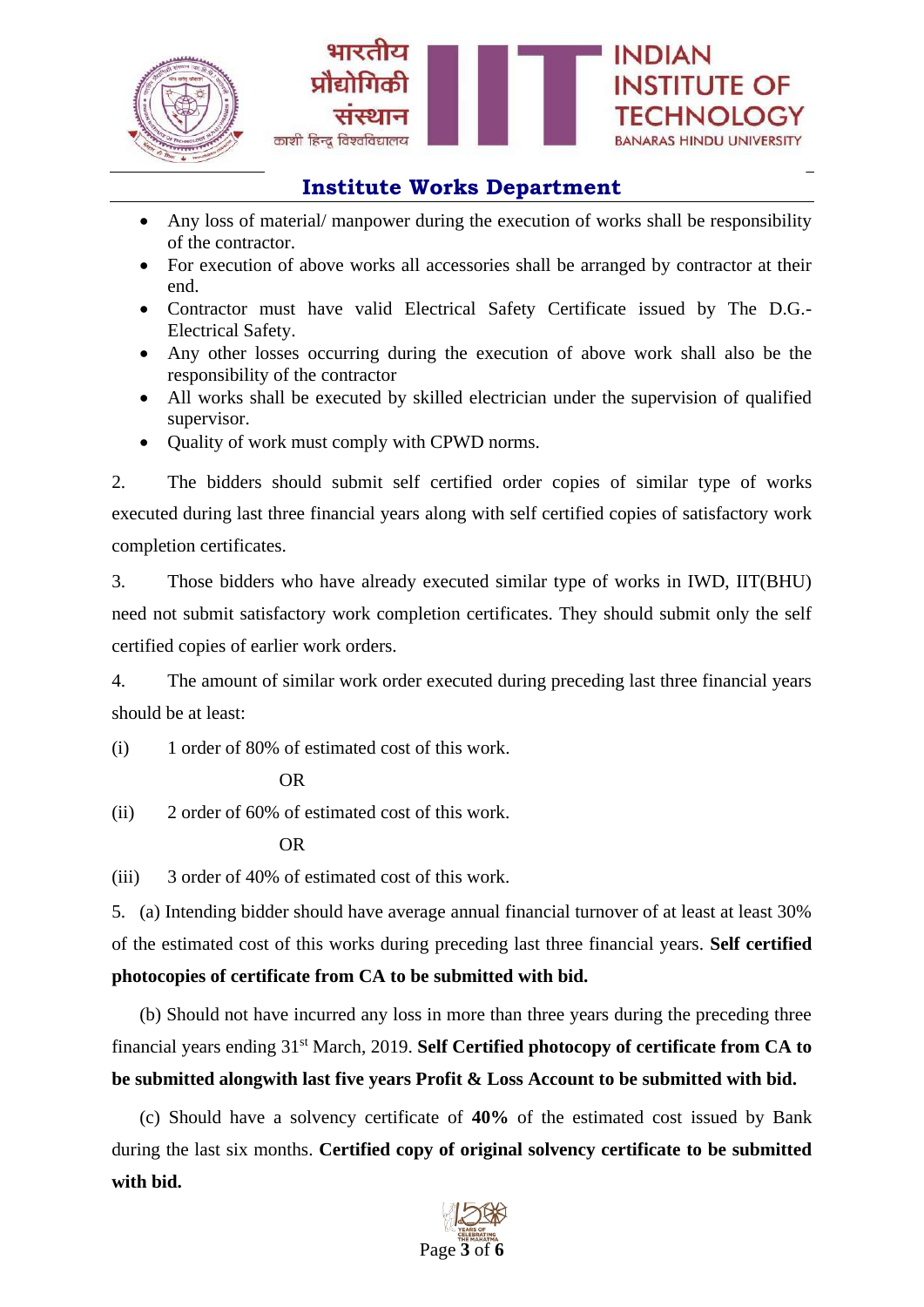## Institute Works Department

- Any loss of material/ manpower during the execution of works shall be responsibility of the contractor.
- For execution of above works all accessories shall be arranged by contractor at their end.
- Contractor must have valid Electrical Safety Certificate issued by The D.G.-Electrical Safety.
- Any other losses occurring during the execution of above work shall also be the responsibility of the contractor
- All works shall be executed by skilled electrician under the supervision of qualified supervisor.
- Quality of work must comply with CPWD norms.

2. The bidders should submit self certified order copies of similar type of works executed during last three financial years along with self certified copies of satisfactory work completion certificates.

3. Those bidders who have already executed similar type of works in IWD, IIT(BHU) need not submit satisfactory work completion certificates. They should submit only the self certified copies of earlier work orders.

4. The amount of similar work order executed during preceding last three financial years should be at least:

(i) 1 order of 80% of estimated cost of this work.

OR

(ii) 2 order of 60% of estimated cost of this work.

OR

(iii) 3 order of 40% of estimated cost of this work.

5. (a) Intending bidder should have average annual financial turnover of at least at least 30% of the estimated cost of this works during preceding last three financial years. **Self certified photocopies of certificate from CA to be submitted with bid.**

(b) Should not have incurred any loss in more than three years during the preceding three financial years ending 31st March, 2019. **Self Certified photocopy of certificate from CA to be submitted alongwith last five years Profit & Loss Account to be submitted with bid.**

(c) Should have a solvency certificate of **40%** of the estimated cost issued by Bank during the last six months. **Certified copy of original solvency certificate to be submitted with bid.**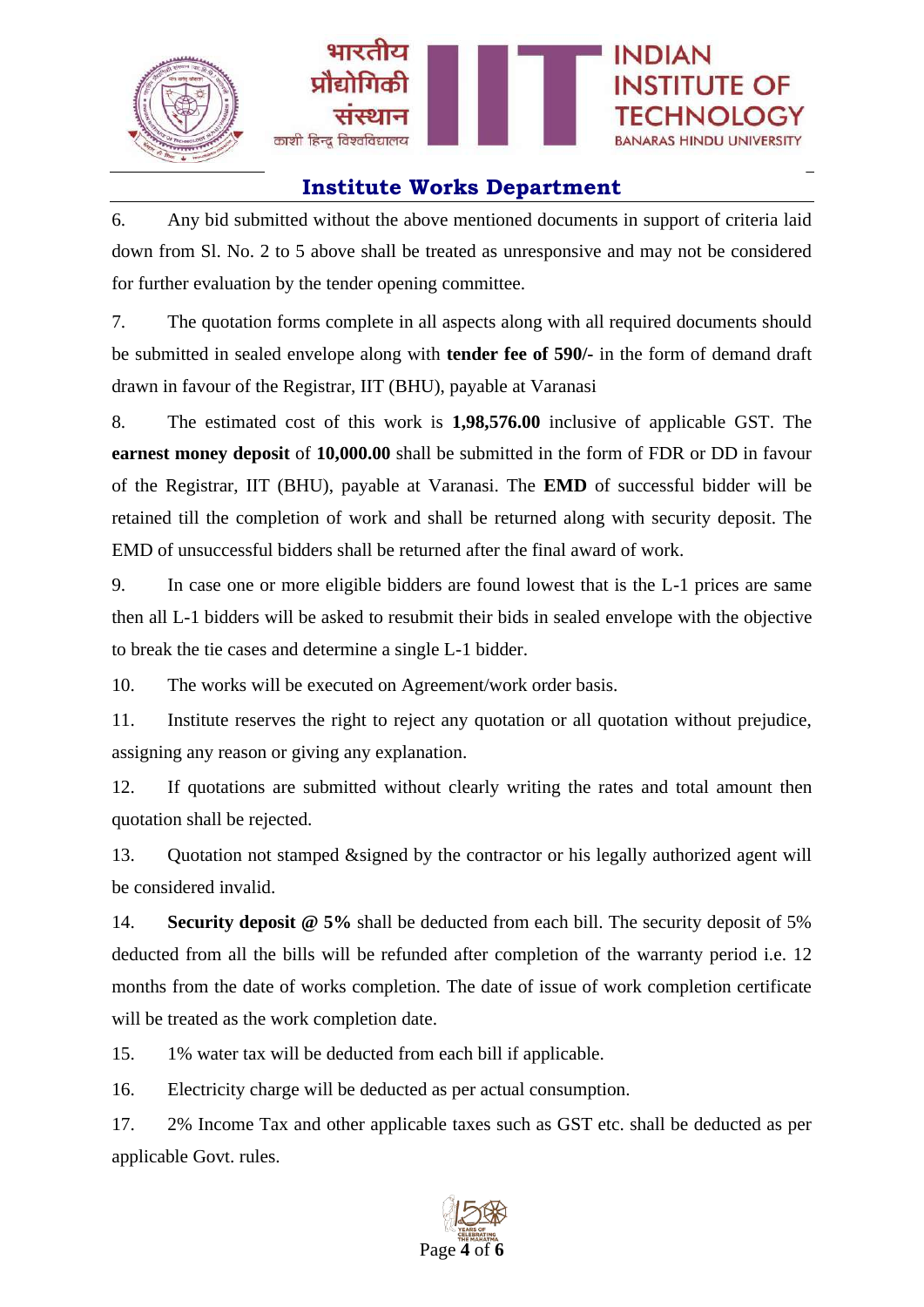6. Any bid submitted without the above mentioned documents in support of criteria laid down from Sl. No. 2 to 5 above shall be treated as unresponsive and may not be considered for further evaluation by the tender opening committee.

7. The quotation forms complete in all aspects along with all required documents should be submitted in sealed envelope along with **tender fee of 590/-** in the form of demand draft drawn in favour of the Registrar, IIT (BHU), payable at Varanasi

8. The estimated cost of this work is **1,98,576.00** inclusive of applicable GST. The **earnest money deposit** of **10,000.00** shall be submitted in the form of FDR or DD in favour of the Registrar, IIT (BHU), payable at Varanasi. The **EMD** of successful bidder will be retained till the completion of work and shall be returned along with security deposit. The EMD of unsuccessful bidders shall be returned after the final award of work.

9. In case one or more eligible bidders are found lowest that is the L-1 prices are same then all L-1 bidders will be asked to resubmit their bids in sealed envelope with the objective to break the tie cases and determine a single L-1 bidder.

10. The works will be executed on Agreement/work order basis.

11. Institute reserves the right to reject any quotation or all quotation without prejudice, assigning any reason or giving any explanation.

12. If quotations are submitted without clearly writing the rates and total amount then quotation shall be rejected.

13. Quotation not stamped &signed by the contractor or his legally authorized agent will be considered invalid.

14. **Security deposit @ 5%** shall be deducted from each bill. The security deposit of 5% deducted from all the bills will be refunded after completion of the warranty period i.e. 12 months from the date of works completion. The date of issue of work completion certificate will be treated as the work completion date.

15. 1% water tax will be deducted from each bill if applicable.

16. Electricity charge will be deducted as per actual consumption.

17. 2% Income Tax and other applicable taxes such as GST etc. shall be deducted as per applicable Govt. rules.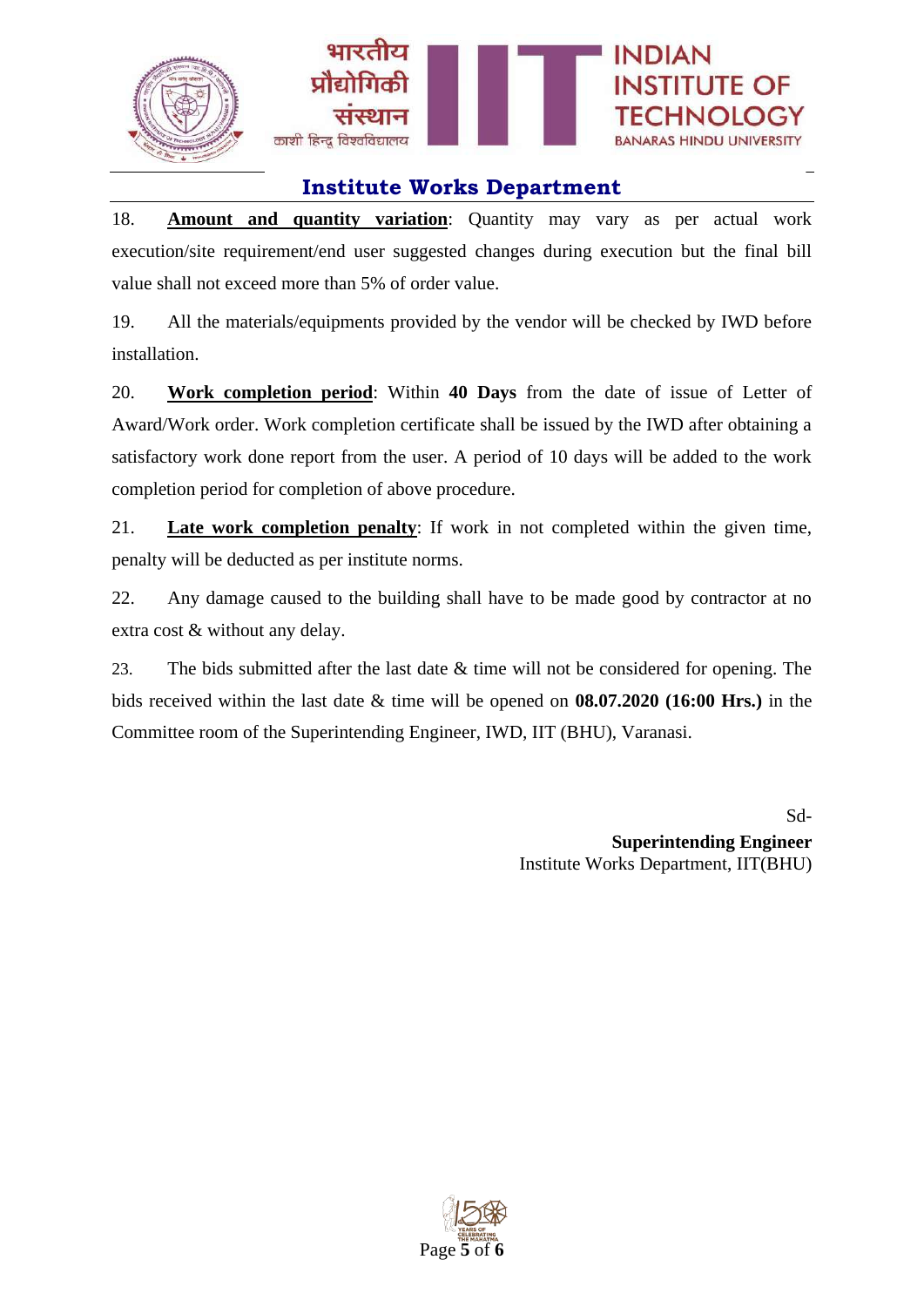## Institute Works Department

18. **Amount and quantity variation**: Quantity may vary as per actual work execution/site requirement/end user suggested changes during execution but the final bill value shall not exceed more than 5% of order value.

19. All the materials/equipments provided by the vendor will be checked by IWD before installation.

20. **Work completion period**: Within **40 Days** from the date of issue of Letter of Award/Work order. Work completion certificate shall be issued by the IWD after obtaining a satisfactory work done report from the user. A period of 10 days will be added to the work completion period for completion of above procedure.

21. **Late work completion penalty**: If work in not completed within the given time, penalty will be deducted as per institute norms.

22. Any damage caused to the building shall have to be made good by contractor at no extra cost & without any delay.

23. The bids submitted after the last date & time will not be considered for opening. The bids received within the last date & time will be opened on **08.07.2020 (16:00 Hrs.)** in the Committee room of the Superintending Engineer, IWD, IIT (BHU), Varanasi.

Sd-
**Superintending Engineer**
Institute Works Department, IIT(BHU)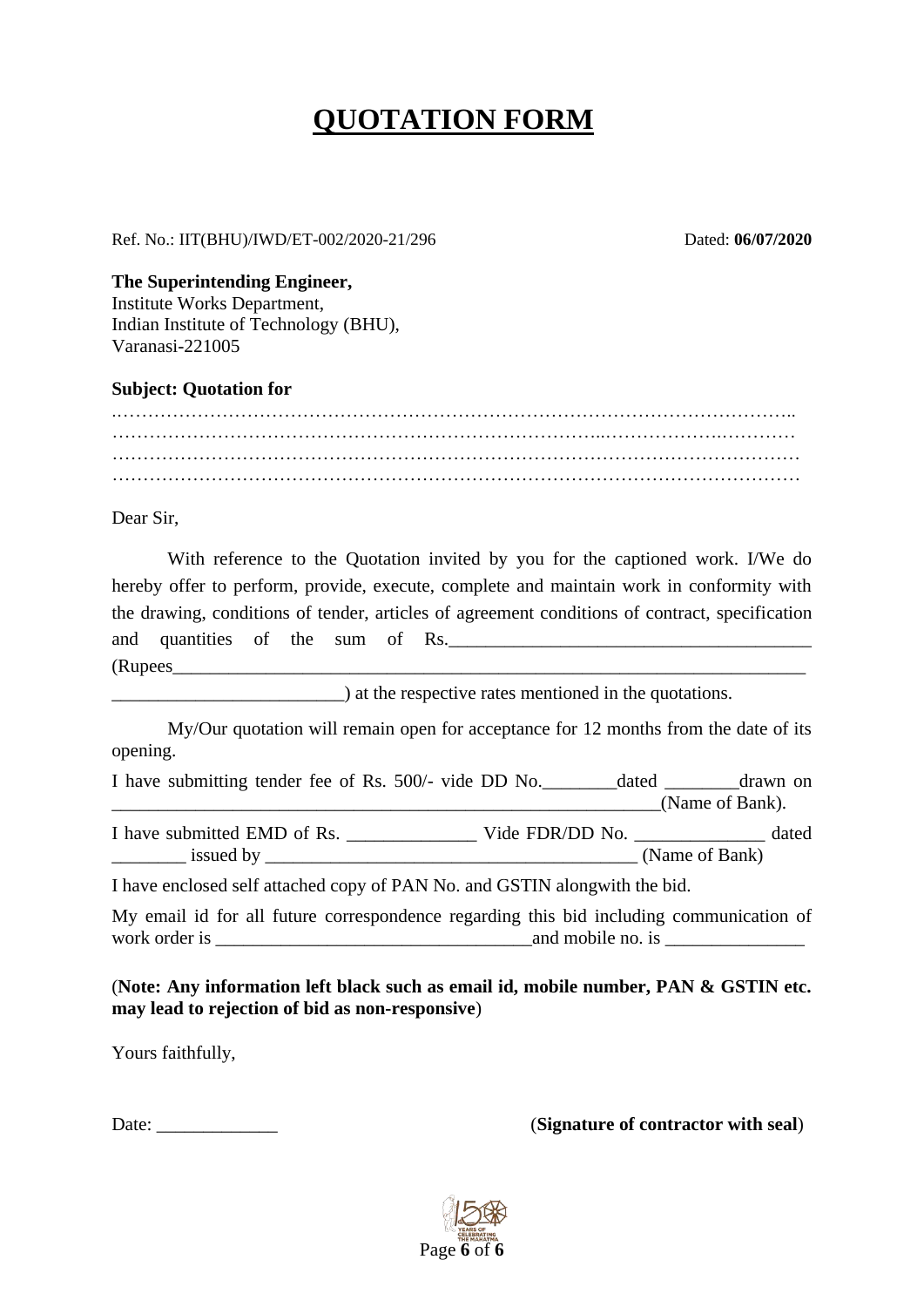# QUOTATION FORM

Ref. No.: IIT(BHU)/IWD/ET-002/2020-21/296 Dated: **06/07/2020**

**The Superintending Engineer,**
Institute Works Department,
Indian Institute of Technology (BHU),
Varanasi-221005

**Subject: Quotation for**

.…………………………………………………………………………………………..
…………………………………………………………………...…………….…………
…………………………………………………………………………………………………
…………………………………………………………………………………………………

Dear Sir,

With reference to the Quotation invited by you for the captioned work. I/We do hereby offer to perform, provide, execute, complete and maintain work in conformity with the drawing, conditions of tender, articles of agreement conditions of contract, specification and quantities of the sum of Rs.\_\_\_\_\_\_\_\_\_\_\_\_\_\_\_\_\_\_\_\_\_\_\_\_\_\_\_\_\_\_\_\_\_\_\_\_\_\_\_ (Rupees\_\_\_\_\_\_\_\_\_\_\_\_\_\_\_\_\_\_\_\_\_\_\_\_\_\_\_\_\_\_\_\_\_\_\_\_\_\_\_\_\_\_\_\_\_\_\_\_\_\_\_\_\_\_\_\_\_\_\_\_\_\_\_\_\_\_\_\_\_ \_\_\_\_\_\_\_\_\_\_\_\_\_\_\_\_\_\_\_\_\_\_\_\_\_) at the respective rates mentioned in the quotations.

My/Our quotation will remain open for acceptance for 12 months from the date of its opening.

I have submitting tender fee of Rs. 500/- vide DD No.\_\_\_\_\_\_\_\_dated \_\_\_\_\_\_\_\_drawn on \_\_\_\_\_\_\_\_\_\_\_\_\_\_\_\_\_\_\_\_\_\_\_\_\_\_\_\_\_\_\_\_\_\_\_\_\_\_\_\_\_\_\_\_\_\_\_\_\_\_\_\_\_\_\_\_\_\_\_\_(Name of Bank).

I have submitted EMD of Rs. \_\_\_\_\_\_\_\_\_\_\_\_\_\_ Vide FDR/DD No. \_\_\_\_\_\_\_\_\_\_\_\_\_\_ dated \_\_\_\_\_\_\_\_ issued by \_\_\_\_\_\_\_\_\_\_\_\_\_\_\_\_\_\_\_\_\_\_\_\_\_\_\_\_\_\_\_\_\_\_\_\_\_\_\_\_\_ (Name of Bank)

I have enclosed self attached copy of PAN No. and GSTIN alongwith the bid.

My email id for all future correspondence regarding this bid including communication of work order is \_\_\_\_\_\_\_\_\_\_\_\_\_\_\_\_\_\_\_\_\_\_\_\_\_\_\_\_\_\_\_\_\_\_and mobile no. is \_\_\_\_\_\_\_\_\_\_\_\_\_\_\_

(**Note: Any information left black such as email id, mobile number, PAN & GSTIN etc. may lead to rejection of bid as non-responsive**)

Yours faithfully,

Date: \_\_\_\_\_\_\_\_\_\_\_\_\_ (**Signature of contractor with seal**)